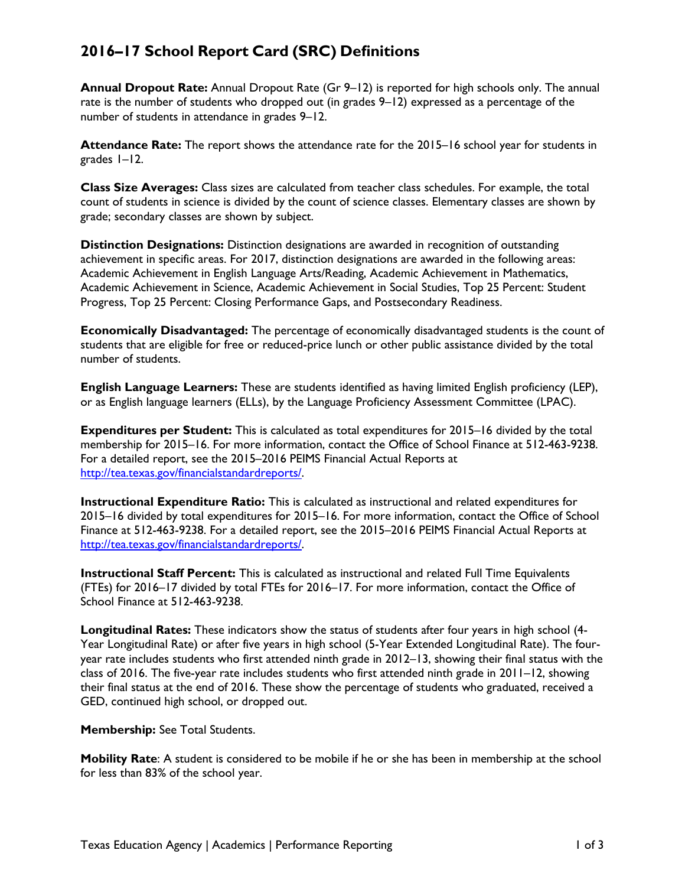# 2016–17 School Report Card (SRC) Definitions

**Annual Dropout Rate:** Annual Dropout Rate (Gr 9–12) is reported for high schools only. The annual rate is the number of students who dropped out (in grades 9–12) expressed as a percentage of the number of students in attendance in grades 9–12.

**Attendance Rate:** The report shows the attendance rate for the 2015–16 school year for students in grades 1–12.

**Class Size Averages:** Class sizes are calculated from teacher class schedules. For example, the total count of students in science is divided by the count of science classes. Elementary classes are shown by grade; secondary classes are shown by subject.

**Distinction Designations:** Distinction designations are awarded in recognition of outstanding achievement in specific areas. For 2017, distinction designations are awarded in the following areas: Academic Achievement in English Language Arts/Reading, Academic Achievement in Mathematics, Academic Achievement in Science, Academic Achievement in Social Studies, Top 25 Percent: Student Progress, Top 25 Percent: Closing Performance Gaps, and Postsecondary Readiness.

**Economically Disadvantaged:** The percentage of economically disadvantaged students is the count of students that are eligible for free or reduced-price lunch or other public assistance divided by the total number of students.

**English Language Learners:** These are students identified as having limited English proficiency (LEP), or as English language learners (ELLs), by the Language Proficiency Assessment Committee (LPAC).

**Expenditures per Student:** This is calculated as total expenditures for 2015–16 divided by the total membership for 2015–16. For more information, contact the Office of School Finance at 512-463-9238. For a detailed report, see the 2015–2016 PEIMS Financial Actual Reports at http://tea.texas.gov/financialstandardreports/.

**Instructional Expenditure Ratio:** This is calculated as instructional and related expenditures for 2015–16 divided by total expenditures for 2015–16. For more information, contact the Office of School Finance at 512-463-9238. For a detailed report, see the 2015–2016 PEIMS Financial Actual Reports at http://tea.texas.gov/financialstandardreports/.

**Instructional Staff Percent:** This is calculated as instructional and related Full Time Equivalents (FTEs) for 2016–17 divided by total FTEs for 2016–17. For more information, contact the Office of School Finance at 512-463-9238.

**Longitudinal Rates:** These indicators show the status of students after four years in high school (4-Year Longitudinal Rate) or after five years in high school (5-Year Extended Longitudinal Rate). The four-year rate includes students who first attended ninth grade in 2012–13, showing their final status with the class of 2016. The five-year rate includes students who first attended ninth grade in 2011–12, showing their final status at the end of 2016. These show the percentage of students who graduated, received a GED, continued high school, or dropped out.

**Membership:** See Total Students.

**Mobility Rate**: A student is considered to be mobile if he or she has been in membership at the school for less than 83% of the school year.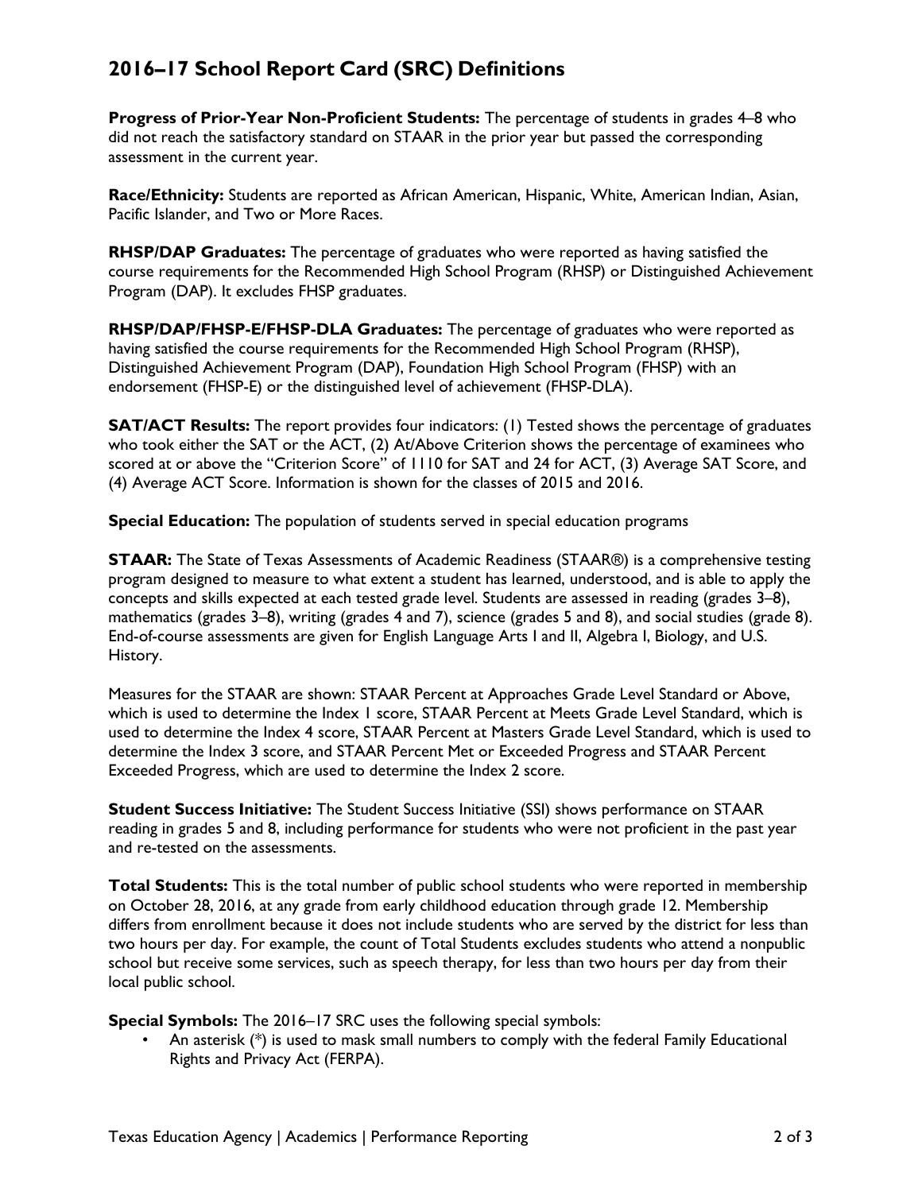## 2016–17 School Report Card (SRC) Definitions

**Progress of Prior-Year Non-Proficient Students:** The percentage of students in grades 4–8 who did not reach the satisfactory standard on STAAR in the prior year but passed the corresponding assessment in the current year.

**Race/Ethnicity:** Students are reported as African American, Hispanic, White, American Indian, Asian, Pacific Islander, and Two or More Races.

**RHSP/DAP Graduates:** The percentage of graduates who were reported as having satisfied the course requirements for the Recommended High School Program (RHSP) or Distinguished Achievement Program (DAP). It excludes FHSP graduates.

**RHSP/DAP/FHSP-E/FHSP-DLA Graduates:** The percentage of graduates who were reported as having satisfied the course requirements for the Recommended High School Program (RHSP), Distinguished Achievement Program (DAP), Foundation High School Program (FHSP) with an endorsement (FHSP-E) or the distinguished level of achievement (FHSP-DLA).

**SAT/ACT Results:** The report provides four indicators: (1) Tested shows the percentage of graduates who took either the SAT or the ACT, (2) At/Above Criterion shows the percentage of examinees who scored at or above the "Criterion Score" of 1110 for SAT and 24 for ACT, (3) Average SAT Score, and (4) Average ACT Score. Information is shown for the classes of 2015 and 2016.

**Special Education:** The population of students served in special education programs

**STAAR:** The State of Texas Assessments of Academic Readiness (STAAR®) is a comprehensive testing program designed to measure to what extent a student has learned, understood, and is able to apply the concepts and skills expected at each tested grade level. Students are assessed in reading (grades 3–8), mathematics (grades 3–8), writing (grades 4 and 7), science (grades 5 and 8), and social studies (grade 8). End-of-course assessments are given for English Language Arts I and II, Algebra I, Biology, and U.S. History.

Measures for the STAAR are shown: STAAR Percent at Approaches Grade Level Standard or Above, which is used to determine the Index 1 score, STAAR Percent at Meets Grade Level Standard, which is used to determine the Index 4 score, STAAR Percent at Masters Grade Level Standard, which is used to determine the Index 3 score, and STAAR Percent Met or Exceeded Progress and STAAR Percent Exceeded Progress, which are used to determine the Index 2 score.

**Student Success Initiative:** The Student Success Initiative (SSI) shows performance on STAAR reading in grades 5 and 8, including performance for students who were not proficient in the past year and re-tested on the assessments.

**Total Students:** This is the total number of public school students who were reported in membership on October 28, 2016, at any grade from early childhood education through grade 12. Membership differs from enrollment because it does not include students who are served by the district for less than two hours per day. For example, the count of Total Students excludes students who attend a nonpublic school but receive some services, such as speech therapy, for less than two hours per day from their local public school.

**Special Symbols:** The 2016–17 SRC uses the following special symbols:

- An asterisk (*) is used to mask small numbers to comply with the federal Family Educational Rights and Privacy Act (FERPA).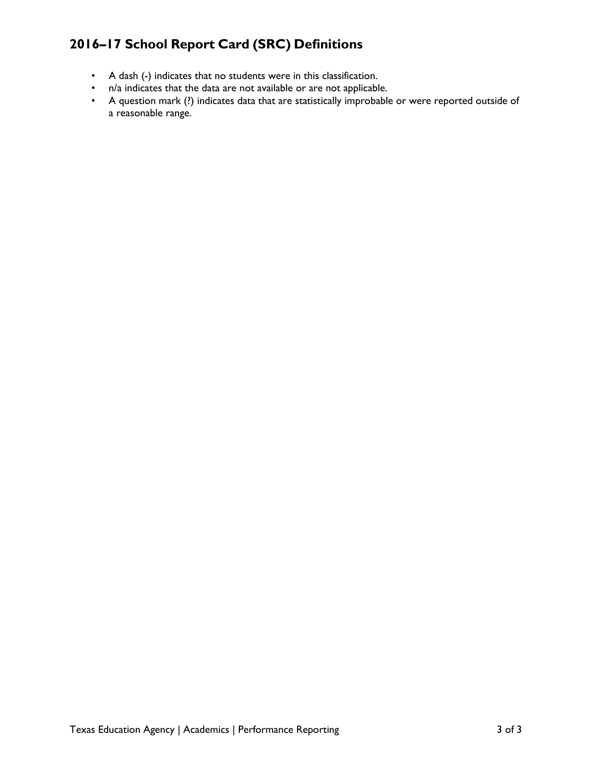## 2016–17 School Report Card (SRC) Definitions

- A dash (-) indicates that no students were in this classification.
- n/a indicates that the data are not available or are not applicable.
- A question mark (?) indicates data that are statistically improbable or were reported outside of a reasonable range.